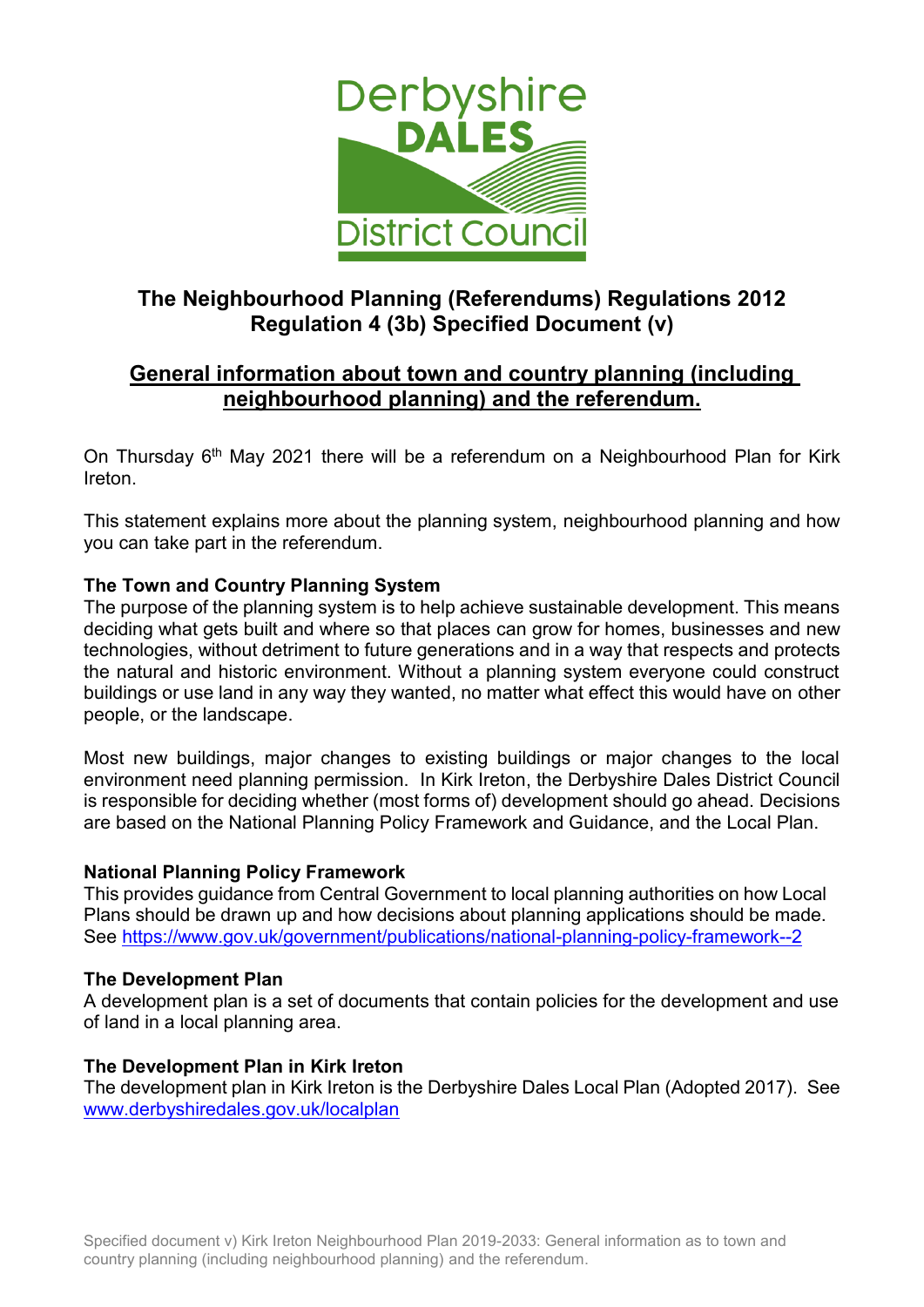# The Neighbourhood Planning (Referendums) Regulations 2012 Regulation 4 (3b) Specified Document (v)

## General information about town and country planning (including neighbourhood planning) and the referendum.

On Thursday 6th May 2021 there will be a referendum on a Neighbourhood Plan for Kirk Ireton.

This statement explains more about the planning system, neighbourhood planning and how you can take part in the referendum.

**The Town and Country Planning System**

The purpose of the planning system is to help achieve sustainable development. This means deciding what gets built and where so that places can grow for homes, businesses and new technologies, without detriment to future generations and in a way that respects and protects the natural and historic environment. Without a planning system everyone could construct buildings or use land in any way they wanted, no matter what effect this would have on other people, or the landscape.

Most new buildings, major changes to existing buildings or major changes to the local environment need planning permission. In Kirk Ireton, the Derbyshire Dales District Council is responsible for deciding whether (most forms of) development should go ahead. Decisions are based on the National Planning Policy Framework and Guidance, and the Local Plan.

**National Planning Policy Framework**

This provides guidance from Central Government to local planning authorities on how Local Plans should be drawn up and how decisions about planning applications should be made. See https://www.gov.uk/government/publications/national-planning-policy-framework--2

**The Development Plan**

A development plan is a set of documents that contain policies for the development and use of land in a local planning area.

**The Development Plan in Kirk Ireton**

The development plan in Kirk Ireton is the Derbyshire Dales Local Plan (Adopted 2017). See www.derbyshiredales.gov.uk/localplan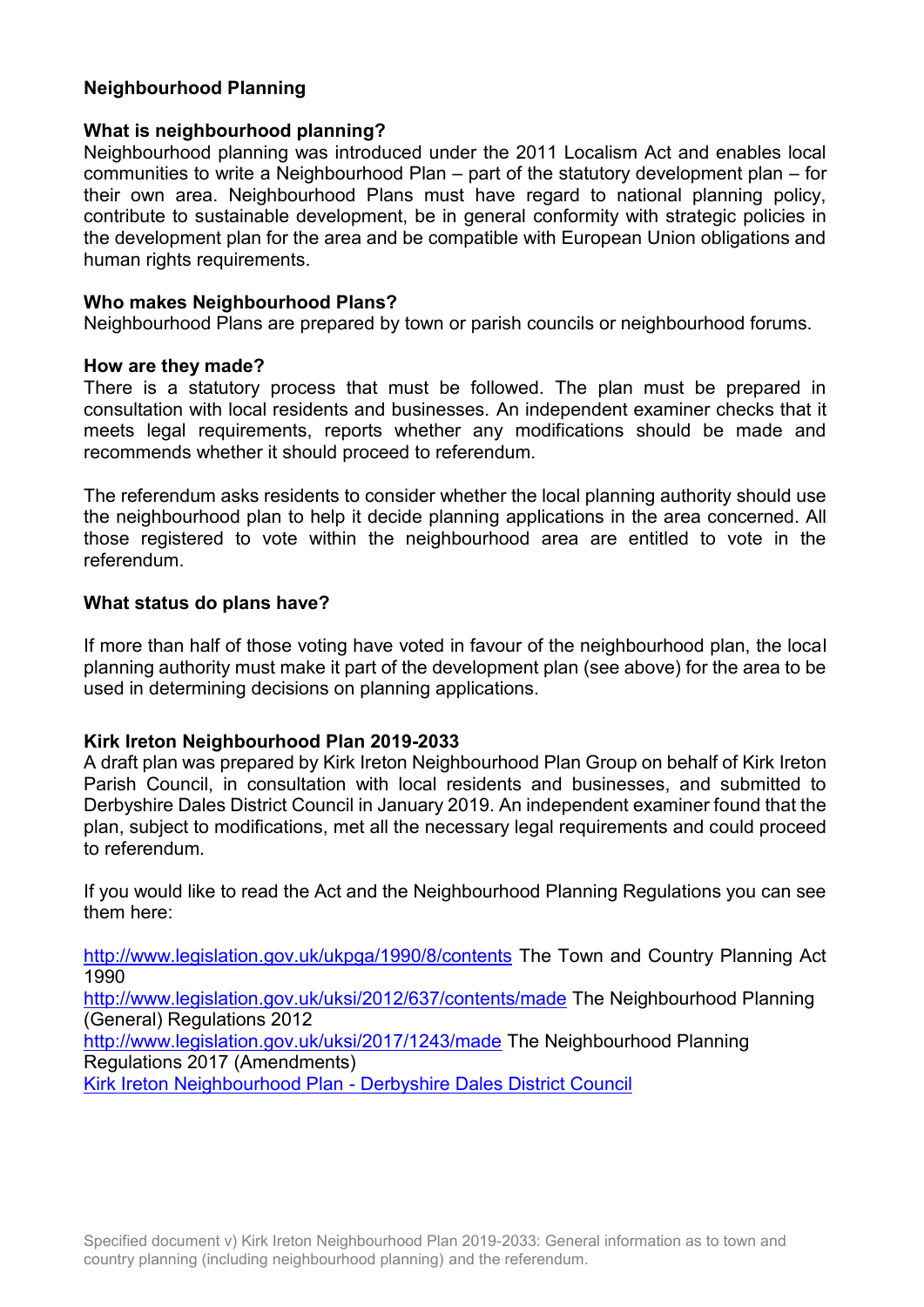**Neighbourhood Planning**

**What is neighbourhood planning?**

Neighbourhood planning was introduced under the 2011 Localism Act and enables local communities to write a Neighbourhood Plan – part of the statutory development plan – for their own area. Neighbourhood Plans must have regard to national planning policy, contribute to sustainable development, be in general conformity with strategic policies in the development plan for the area and be compatible with European Union obligations and human rights requirements.

**Who makes Neighbourhood Plans?**

Neighbourhood Plans are prepared by town or parish councils or neighbourhood forums.

**How are they made?**

There is a statutory process that must be followed. The plan must be prepared in consultation with local residents and businesses. An independent examiner checks that it meets legal requirements, reports whether any modifications should be made and recommends whether it should proceed to referendum.

The referendum asks residents to consider whether the local planning authority should use the neighbourhood plan to help it decide planning applications in the area concerned. All those registered to vote within the neighbourhood area are entitled to vote in the referendum.

**What status do plans have?**

If more than half of those voting have voted in favour of the neighbourhood plan, the local planning authority must make it part of the development plan (see above) for the area to be used in determining decisions on planning applications.

**Kirk Ireton Neighbourhood Plan 2019-2033**

A draft plan was prepared by Kirk Ireton Neighbourhood Plan Group on behalf of Kirk Ireton Parish Council, in consultation with local residents and businesses, and submitted to Derbyshire Dales District Council in January 2019. An independent examiner found that the plan, subject to modifications, met all the necessary legal requirements and could proceed to referendum.

If you would like to read the Act and the Neighbourhood Planning Regulations you can see them here:

http://www.legislation.gov.uk/ukpga/1990/8/contents The Town and Country Planning Act 1990
http://www.legislation.gov.uk/uksi/2012/637/contents/made The Neighbourhood Planning (General) Regulations 2012
http://www.legislation.gov.uk/uksi/2017/1243/made The Neighbourhood Planning Regulations 2017 (Amendments)
Kirk Ireton Neighbourhood Plan - Derbyshire Dales District Council

Specified document v) Kirk Ireton Neighbourhood Plan 2019-2033: General information as to town and country planning (including neighbourhood planning) and the referendum.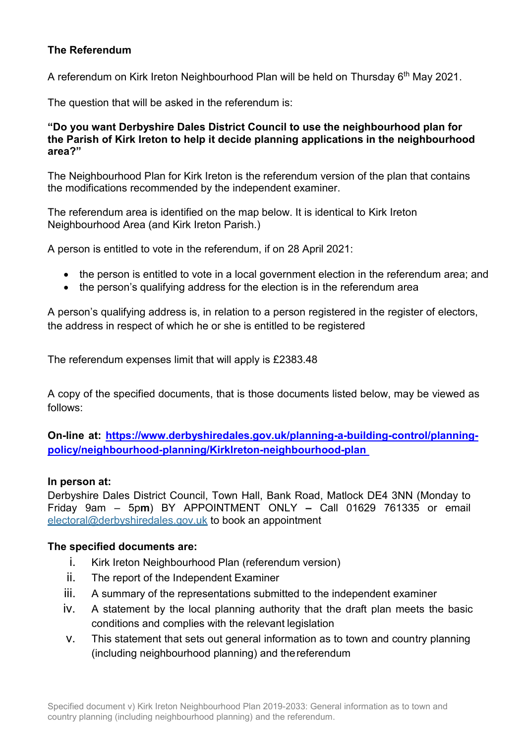## The Referendum

A referendum on Kirk Ireton Neighbourhood Plan will be held on Thursday 6th May 2021.

The question that will be asked in the referendum is:

**"Do you want Derbyshire Dales District Council to use the neighbourhood plan for the Parish of Kirk Ireton to help it decide planning applications in the neighbourhood area?"**

The Neighbourhood Plan for Kirk Ireton is the referendum version of the plan that contains the modifications recommended by the independent examiner.

The referendum area is identified on the map below. It is identical to Kirk Ireton Neighbourhood Area (and Kirk Ireton Parish.)

A person is entitled to vote in the referendum, if on 28 April 2021:

- the person is entitled to vote in a local government election in the referendum area; and
- the person's qualifying address for the election is in the referendum area

A person's qualifying address is, in relation to a person registered in the register of electors, the address in respect of which he or she is entitled to be registered

The referendum expenses limit that will apply is £2383.48

A copy of the specified documents, that is those documents listed below, may be viewed as follows:

**On-line at: https://www.derbyshiredales.gov.uk/planning-a-building-control/planning-policy/neighbourhood-planning/KirkIreton-neighbourhood-plan**

**In person at:**
Derbyshire Dales District Council, Town Hall, Bank Road, Matlock DE4 3NN (Monday to Friday 9am – 5pm) BY APPOINTMENT ONLY – Call 01629 761335 or email electoral@derbyshiredales.gov.uk to book an appointment

**The specified documents are:**

i. Kirk Ireton Neighbourhood Plan (referendum version)
ii. The report of the Independent Examiner
iii. A summary of the representations submitted to the independent examiner
iv. A statement by the local planning authority that the draft plan meets the basic conditions and complies with the relevant legislation
v. This statement that sets out general information as to town and country planning (including neighbourhood planning) and the referendum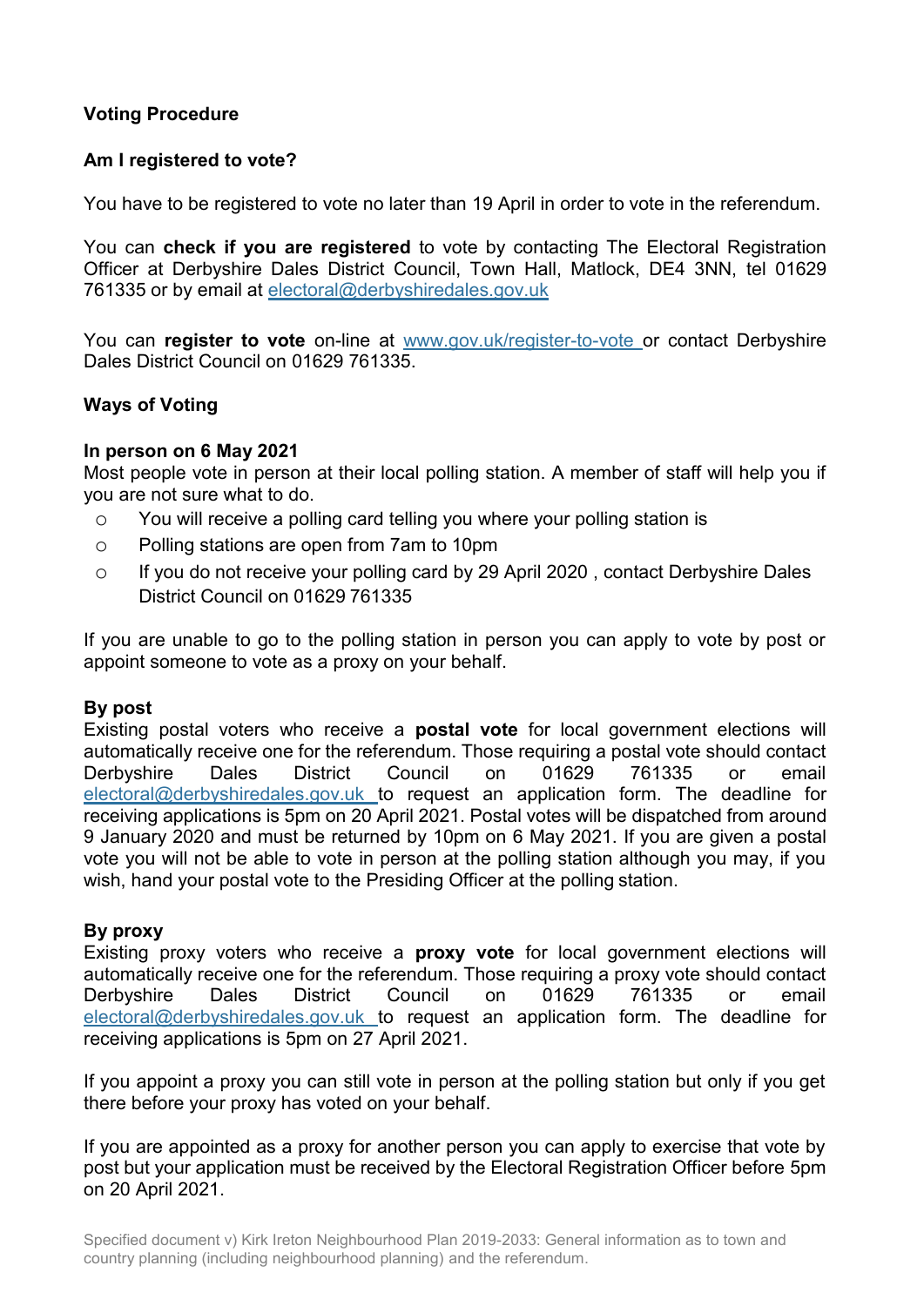## Voting Procedure

### Am I registered to vote?

You have to be registered to vote no later than 19 April in order to vote in the referendum.

You can **check if you are registered** to vote by contacting The Electoral Registration Officer at Derbyshire Dales District Council, Town Hall, Matlock, DE4 3NN, tel 01629 761335 or by email at electoral@derbyshiredales.gov.uk

You can **register to vote** on-line at www.gov.uk/register-to-vote or contact Derbyshire Dales District Council on 01629 761335.

### Ways of Voting

#### In person on 6 May 2021

Most people vote in person at their local polling station. A member of staff will help you if you are not sure what to do.

- You will receive a polling card telling you where your polling station is
- Polling stations are open from 7am to 10pm
- If you do not receive your polling card by 29 April 2020 , contact Derbyshire Dales District Council on 01629 761335

If you are unable to go to the polling station in person you can apply to vote by post or appoint someone to vote as a proxy on your behalf.

#### By post

Existing postal voters who receive a **postal vote** for local government elections will automatically receive one for the referendum. Those requiring a postal vote should contact Derbyshire Dales District Council on 01629 761335 or email electoral@derbyshiredales.gov.uk to request an application form. The deadline for receiving applications is 5pm on 20 April 2021. Postal votes will be dispatched from around 9 January 2020 and must be returned by 10pm on 6 May 2021. If you are given a postal vote you will not be able to vote in person at the polling station although you may, if you wish, hand your postal vote to the Presiding Officer at the polling station.

#### By proxy

Existing proxy voters who receive a **proxy vote** for local government elections will automatically receive one for the referendum. Those requiring a proxy vote should contact Derbyshire Dales District Council on 01629 761335 or email electoral@derbyshiredales.gov.uk to request an application form. The deadline for receiving applications is 5pm on 27 April 2021.

If you appoint a proxy you can still vote in person at the polling station but only if you get there before your proxy has voted on your behalf.

If you are appointed as a proxy for another person you can apply to exercise that vote by post but your application must be received by the Electoral Registration Officer before 5pm on 20 April 2021.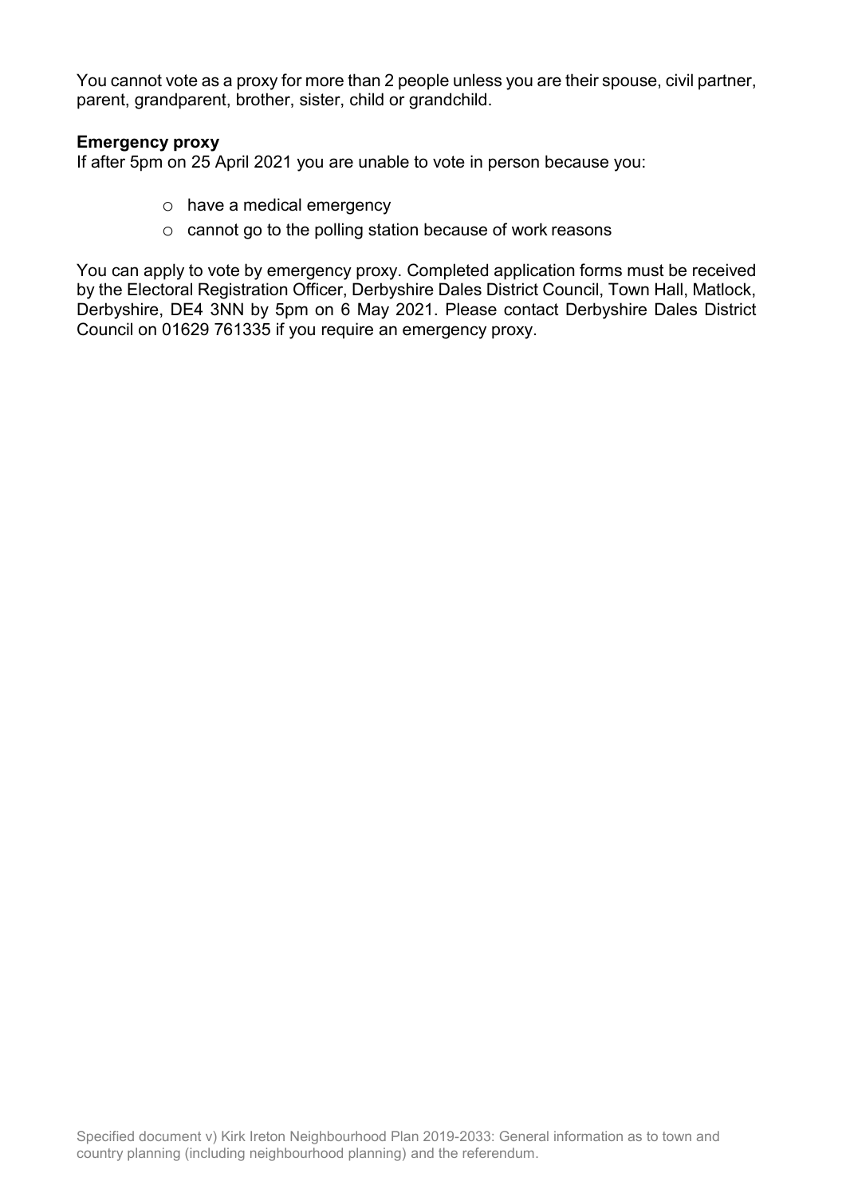You cannot vote as a proxy for more than 2 people unless you are their spouse, civil partner, parent, grandparent, brother, sister, child or grandchild.

**Emergency proxy**

If after 5pm on 25 April 2021 you are unable to vote in person because you:

- have a medical emergency
- cannot go to the polling station because of work reasons

You can apply to vote by emergency proxy. Completed application forms must be received by the Electoral Registration Officer, Derbyshire Dales District Council, Town Hall, Matlock, Derbyshire, DE4 3NN by 5pm on 6 May 2021. Please contact Derbyshire Dales District Council on 01629 761335 if you require an emergency proxy.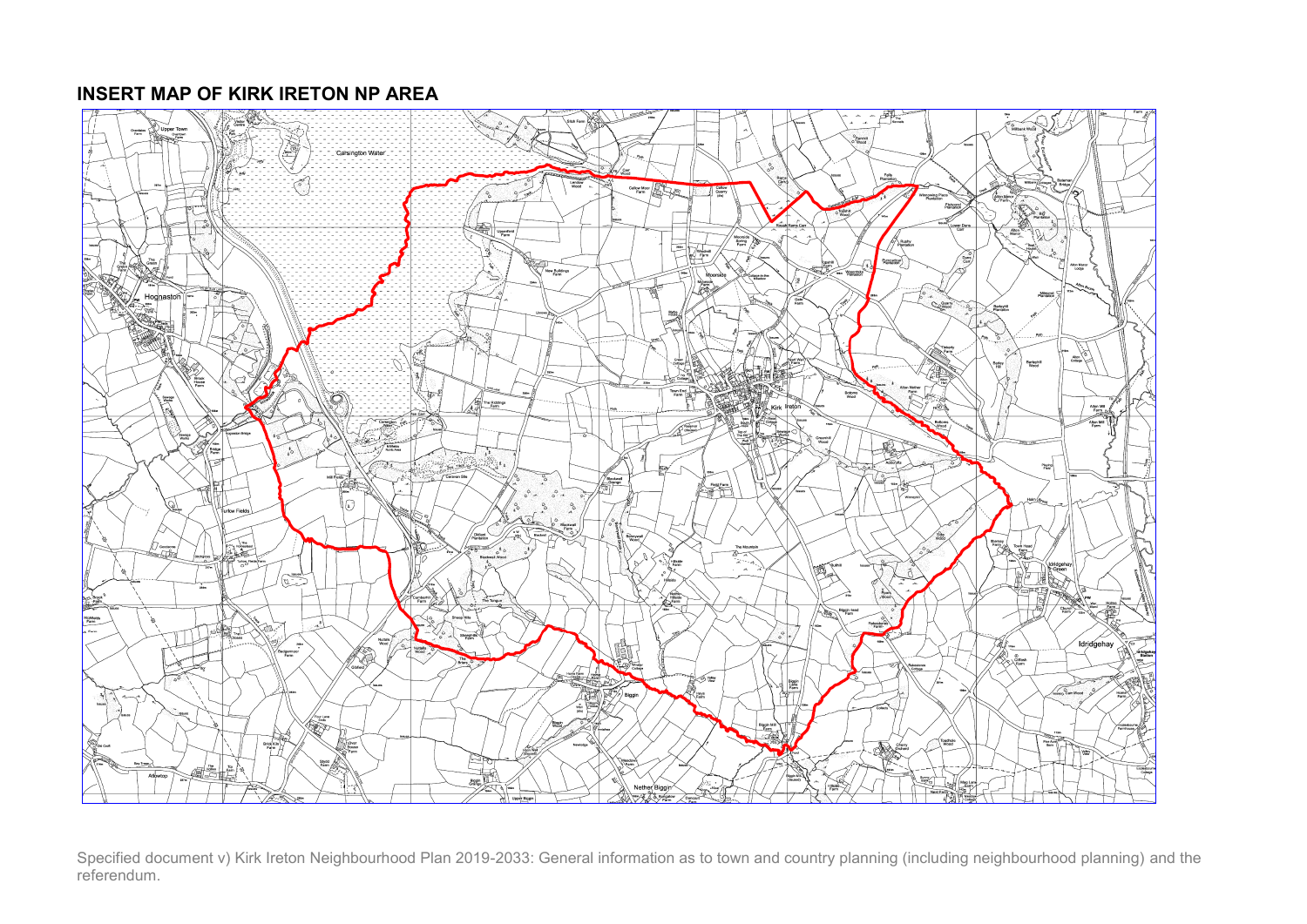## INSERT MAP OF KIRK IRETON NP AREA

Specified document v) Kirk Ireton Neighbourhood Plan 2019-2033: General information as to town and country planning (including neighbourhood planning) and the referendum.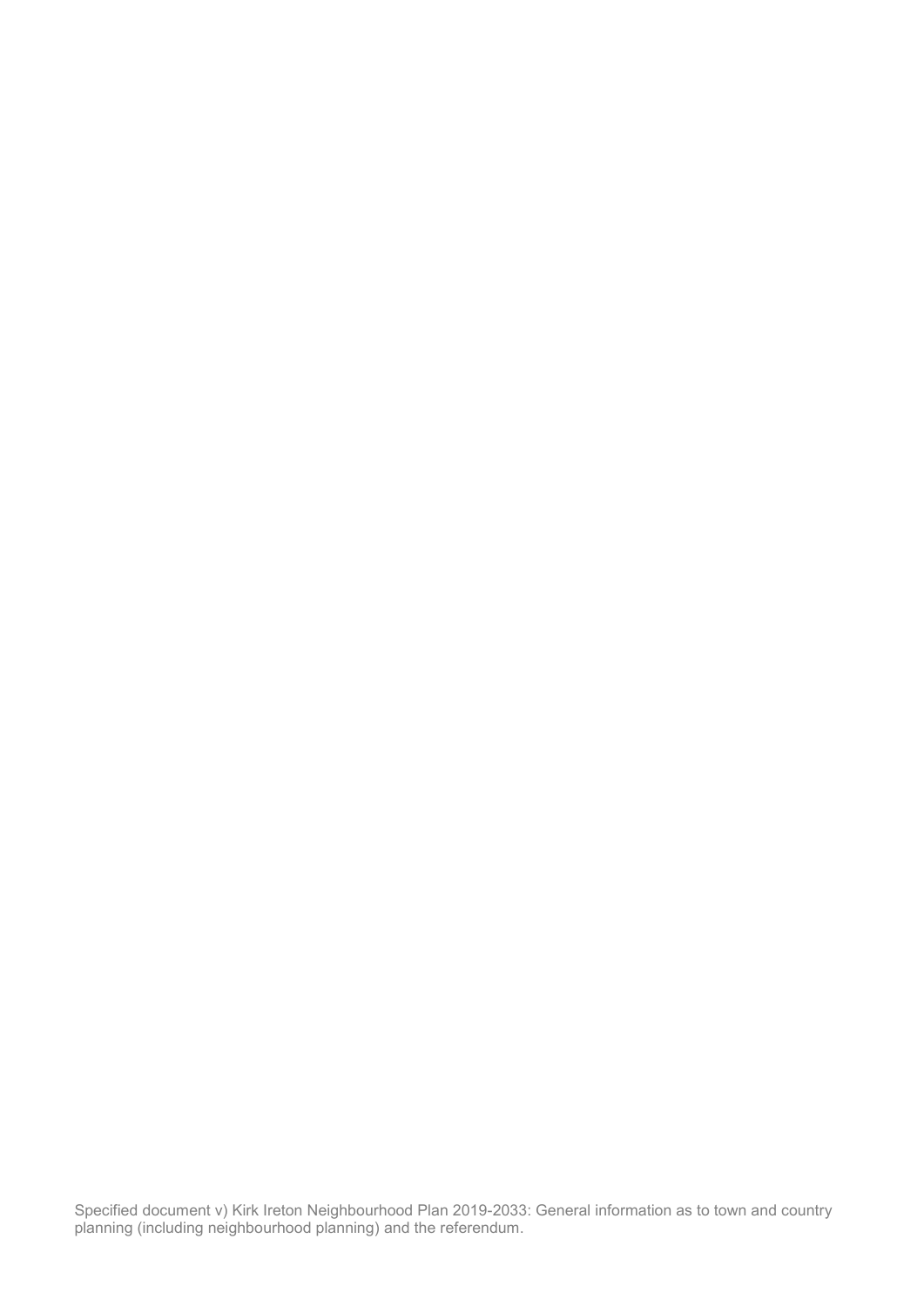Specified document v) Kirk Ireton Neighbourhood Plan 2019-2033: General information as to town and country planning (including neighbourhood planning) and the referendum.